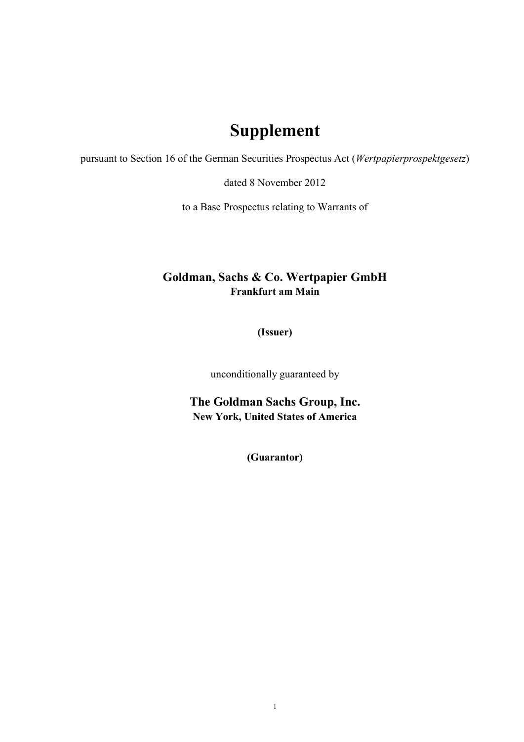# Supplement

pursuant to Section 16 of the German Securities Prospectus Act (*Wertpapierprospektgesetz*)

dated 8 November 2012

to a Base Prospectus relating to Warrants of

## Goldman, Sachs & Co. Wertpapier GmbH

**Frankfurt am Main**

**(Issuer)**

unconditionally guaranteed by

## The Goldman Sachs Group, Inc.

**New York, United States of America**

**(Guarantor)**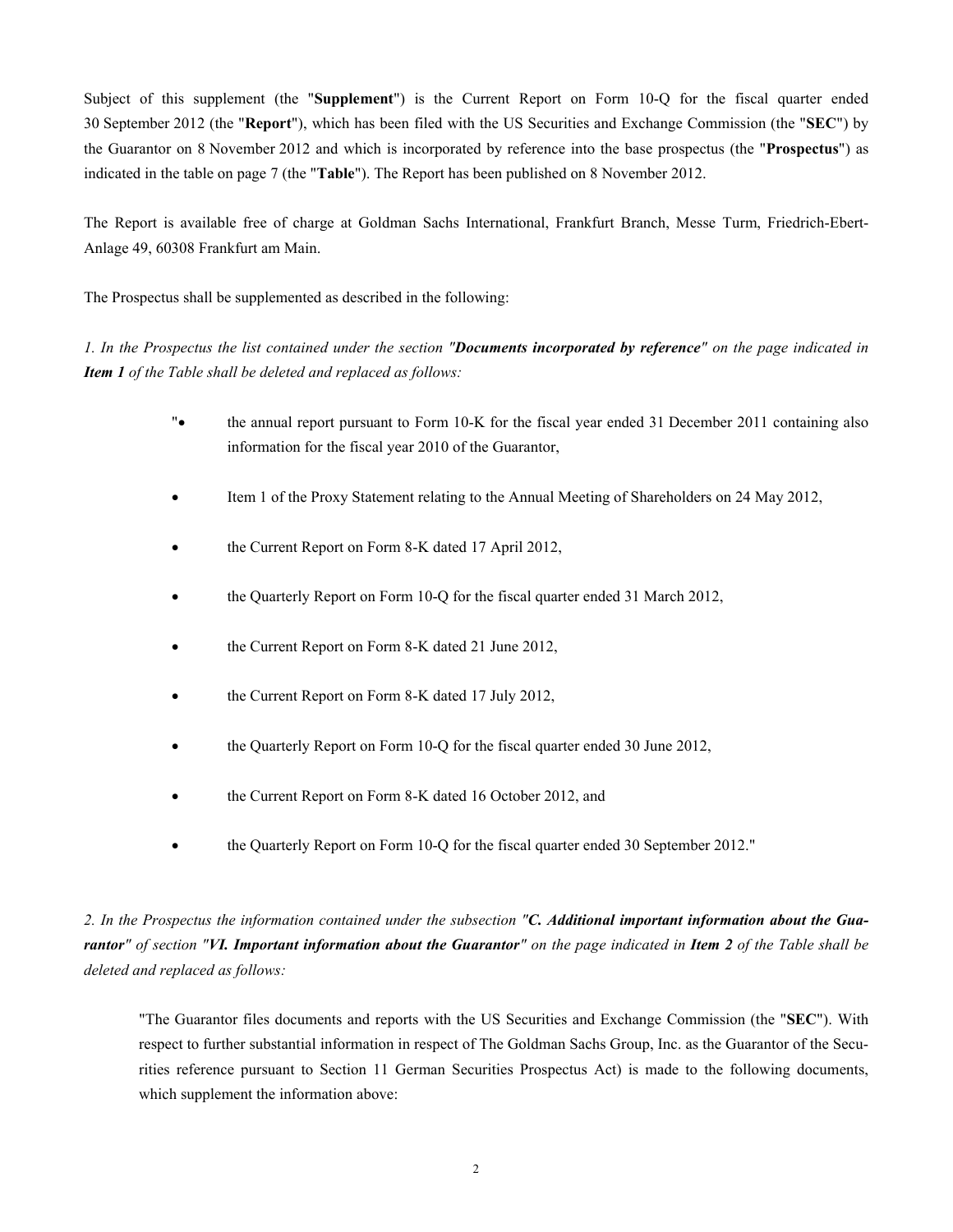Subject of this supplement (the "**Supplement**") is the Current Report on Form 10-Q for the fiscal quarter ended 30 September 2012 (the "**Report**"), which has been filed with the US Securities and Exchange Commission (the "**SEC**") by the Guarantor on 8 November 2012 and which is incorporated by reference into the base prospectus (the "**Prospectus**") as indicated in the table on page 7 (the "**Table**"). The Report has been published on 8 November 2012.

The Report is available free of charge at Goldman Sachs International, Frankfurt Branch, Messe Turm, Friedrich-Ebert-Anlage 49, 60308 Frankfurt am Main.

The Prospectus shall be supplemented as described in the following:

*1. In the Prospectus the list contained under the section "**Documents incorporated by reference**" on the page indicated in **Item 1** of the Table shall be deleted and replaced as follows:*

"• the annual report pursuant to Form 10-K for the fiscal year ended 31 December 2011 containing also information for the fiscal year 2010 of the Guarantor,

- Item 1 of the Proxy Statement relating to the Annual Meeting of Shareholders on 24 May 2012,
- the Current Report on Form 8-K dated 17 April 2012,
- the Quarterly Report on Form 10-Q for the fiscal quarter ended 31 March 2012,
- the Current Report on Form 8-K dated 21 June 2012,
- the Current Report on Form 8-K dated 17 July 2012,
- the Quarterly Report on Form 10-Q for the fiscal quarter ended 30 June 2012,
- the Current Report on Form 8-K dated 16 October 2012, and
- the Quarterly Report on Form 10-Q for the fiscal quarter ended 30 September 2012."

*2. In the Prospectus the information contained under the subsection "**C. Additional important information about the Guarantor**" of section "**VI. Important information about the Guarantor**" on the page indicated in **Item 2** of the Table shall be deleted and replaced as follows:*

"The Guarantor files documents and reports with the US Securities and Exchange Commission (the "**SEC**"). With respect to further substantial information in respect of The Goldman Sachs Group, Inc. as the Guarantor of the Securities reference pursuant to Section 11 German Securities Prospectus Act) is made to the following documents, which supplement the information above: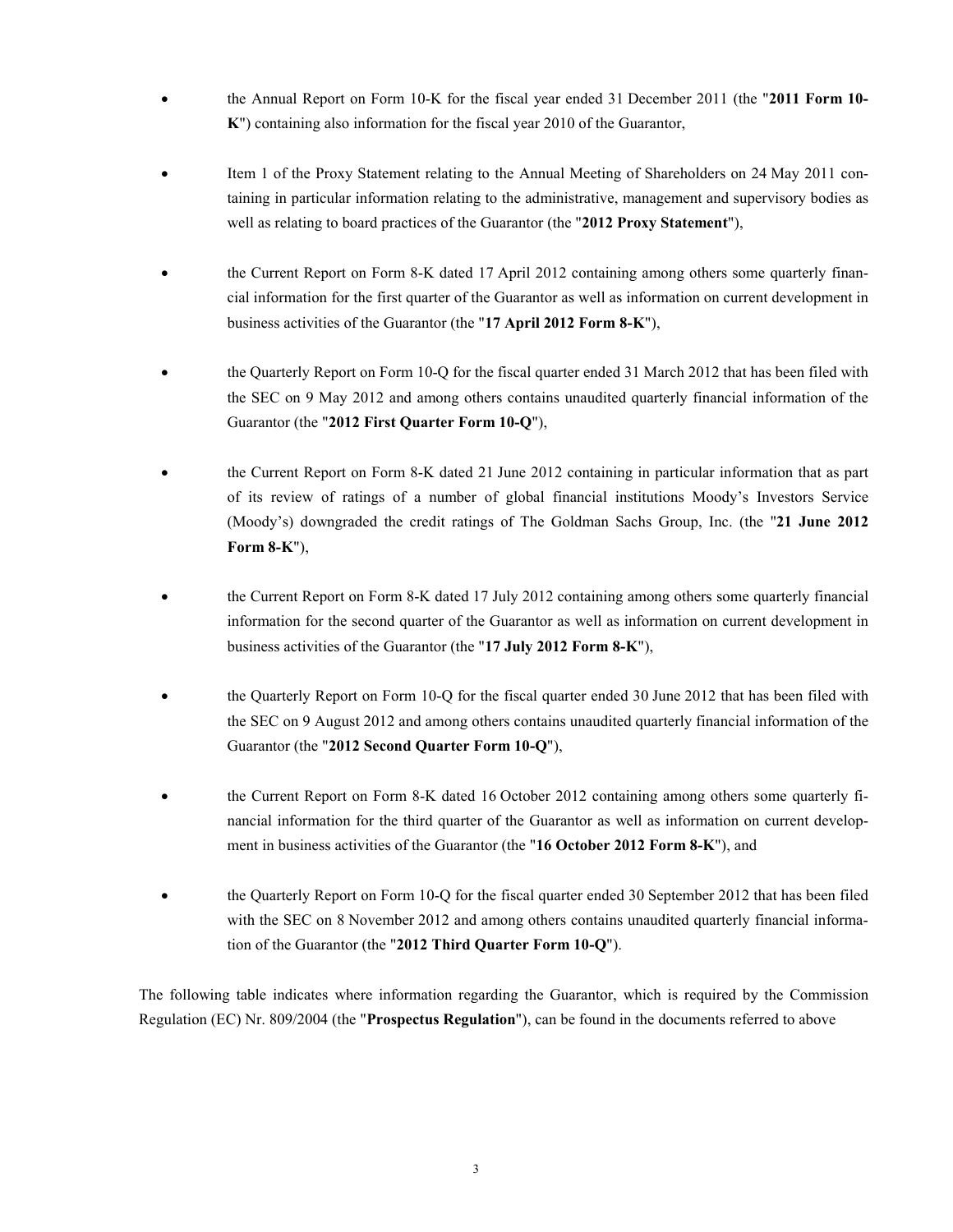- the Annual Report on Form 10-K for the fiscal year ended 31 December 2011 (the "**2011 Form 10-K**") containing also information for the fiscal year 2010 of the Guarantor,

- Item 1 of the Proxy Statement relating to the Annual Meeting of Shareholders on 24 May 2011 containing in particular information relating to the administrative, management and supervisory bodies as well as relating to board practices of the Guarantor (the "**2012 Proxy Statement**"),

- the Current Report on Form 8-K dated 17 April 2012 containing among others some quarterly financial information for the first quarter of the Guarantor as well as information on current development in business activities of the Guarantor (the "**17 April 2012 Form 8-K**"),

- the Quarterly Report on Form 10-Q for the fiscal quarter ended 31 March 2012 that has been filed with the SEC on 9 May 2012 and among others contains unaudited quarterly financial information of the Guarantor (the "**2012 First Quarter Form 10-Q**"),

- the Current Report on Form 8-K dated 21 June 2012 containing in particular information that as part of its review of ratings of a number of global financial institutions Moody's Investors Service (Moody's) downgraded the credit ratings of The Goldman Sachs Group, Inc. (the "**21 June 2012 Form 8-K**"),

- the Current Report on Form 8-K dated 17 July 2012 containing among others some quarterly financial information for the second quarter of the Guarantor as well as information on current development in business activities of the Guarantor (the "**17 July 2012 Form 8-K**"),

- the Quarterly Report on Form 10-Q for the fiscal quarter ended 30 June 2012 that has been filed with the SEC on 9 August 2012 and among others contains unaudited quarterly financial information of the Guarantor (the "**2012 Second Quarter Form 10-Q**"),

- the Current Report on Form 8-K dated 16 October 2012 containing among others some quarterly financial information for the third quarter of the Guarantor as well as information on current development in business activities of the Guarantor (the "**16 October 2012 Form 8-K**"), and

- the Quarterly Report on Form 10-Q for the fiscal quarter ended 30 September 2012 that has been filed with the SEC on 8 November 2012 and among others contains unaudited quarterly financial information of the Guarantor (the "**2012 Third Quarter Form 10-Q**").

The following table indicates where information regarding the Guarantor, which is required by the Commission Regulation (EC) Nr. 809/2004 (the "**Prospectus Regulation**"), can be found in the documents referred to above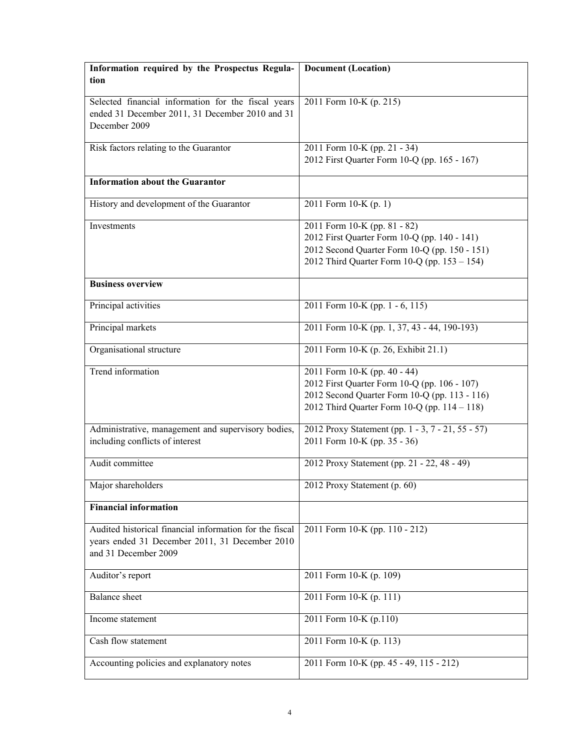| **Information required by the Prospectus Regulation** | **Document (Location)** |
|---|---|
| Selected financial information for the fiscal years ended 31 December 2011, 31 December 2010 and 31 December 2009 | 2011 Form 10-K (p. 215) |
| Risk factors relating to the Guarantor | 2011 Form 10-K (pp. 21 - 34)<br>2012 First Quarter Form 10-Q (pp. 165 - 167) |
| **Information about the Guarantor** | |
| History and development of the Guarantor | 2011 Form 10-K (p. 1) |
| Investments | 2011 Form 10-K (pp. 81 - 82)<br>2012 First Quarter Form 10-Q (pp. 140 - 141)<br>2012 Second Quarter Form 10-Q (pp. 150 - 151)<br>2012 Third Quarter Form 10-Q (pp. 153 – 154) |
| **Business overview** | |
| Principal activities | 2011 Form 10-K (pp. 1 - 6, 115) |
| Principal markets | 2011 Form 10-K (pp. 1, 37, 43 - 44, 190-193) |
| Organisational structure | 2011 Form 10-K (p. 26, Exhibit 21.1) |
| Trend information | 2011 Form 10-K (pp. 40 - 44)<br>2012 First Quarter Form 10-Q (pp. 106 - 107)<br>2012 Second Quarter Form 10-Q (pp. 113 - 116)<br>2012 Third Quarter Form 10-Q (pp. 114 – 118) |
| Administrative, management and supervisory bodies, including conflicts of interest | 2012 Proxy Statement (pp. 1 - 3, 7 - 21, 55 - 57)<br>2011 Form 10-K (pp. 35 - 36) |
| Audit committee | 2012 Proxy Statement (pp. 21 - 22, 48 - 49) |
| Major shareholders | 2012 Proxy Statement (p. 60) |
| **Financial information** | |
| Audited historical financial information for the fiscal years ended 31 December 2011, 31 December 2010 and 31 December 2009 | 2011 Form 10-K (pp. 110 - 212) |
| Auditor's report | 2011 Form 10-K (p. 109) |
| Balance sheet | 2011 Form 10-K (p. 111) |
| Income statement | 2011 Form 10-K (p.110) |
| Cash flow statement | 2011 Form 10-K (p. 113) |
| Accounting policies and explanatory notes | 2011 Form 10-K (pp. 45 - 49, 115 - 212) |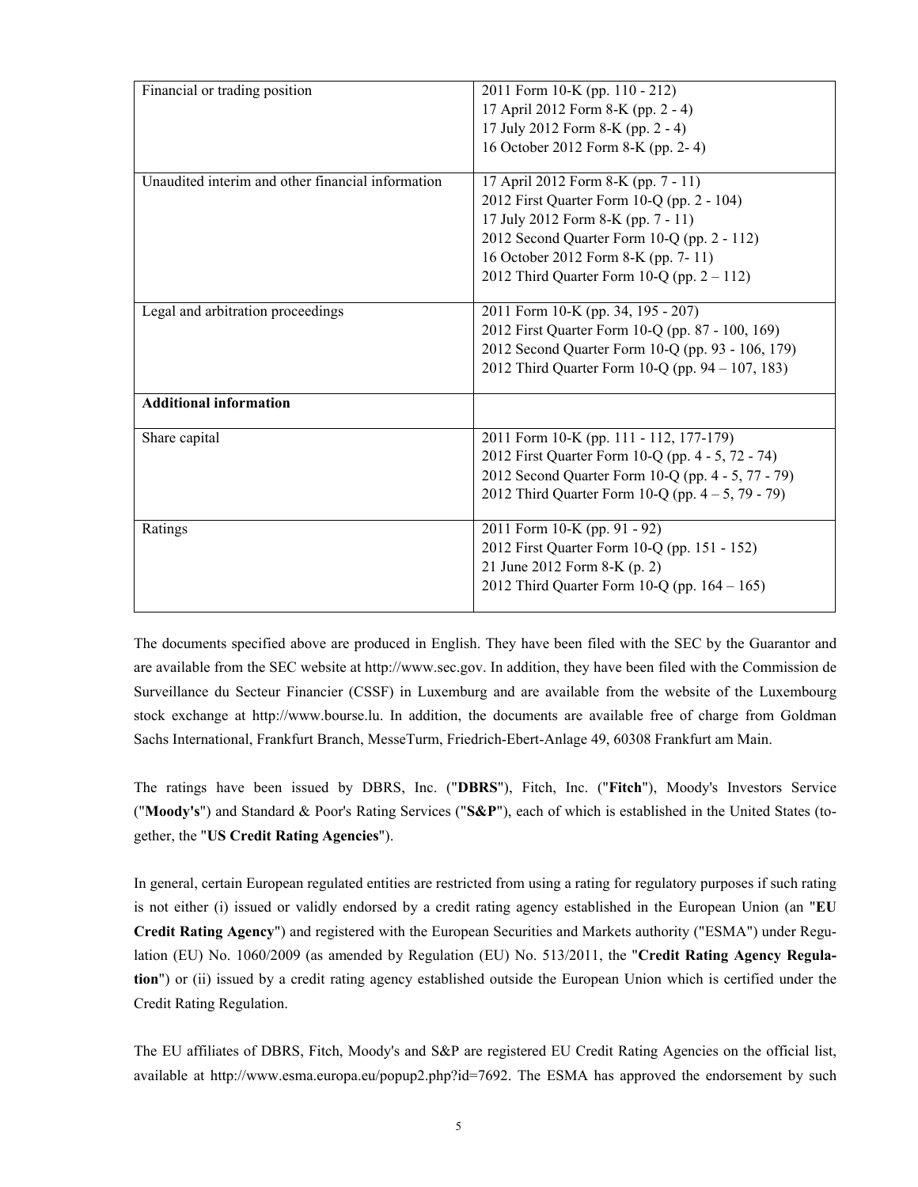| | |
|---|---|
| Financial or trading position | 2011 Form 10-K (pp. 110 - 212)<br>17 April 2012 Form 8-K (pp. 2 - 4)<br>17 July 2012 Form 8-K (pp. 2 - 4)<br>16 October 2012 Form 8-K (pp. 2- 4) |
| Unaudited interim and other financial information | 17 April 2012 Form 8-K (pp. 7 - 11)<br>2012 First Quarter Form 10-Q (pp. 2 - 104)<br>17 July 2012 Form 8-K (pp. 7 - 11)<br>2012 Second Quarter Form 10-Q (pp. 2 - 112)<br>16 October 2012 Form 8-K (pp. 7- 11)<br>2012 Third Quarter Form 10-Q (pp. 2 – 112) |
| Legal and arbitration proceedings | 2011 Form 10-K (pp. 34, 195 - 207)<br>2012 First Quarter Form 10-Q (pp. 87 - 100, 169)<br>2012 Second Quarter Form 10-Q (pp. 93 - 106, 179)<br>2012 Third Quarter Form 10-Q (pp. 94 – 107, 183) |
| **Additional information** | |
| Share capital | 2011 Form 10-K (pp. 111 - 112, 177-179)<br>2012 First Quarter Form 10-Q (pp. 4 - 5, 72 - 74)<br>2012 Second Quarter Form 10-Q (pp. 4 - 5, 77 - 79)<br>2012 Third Quarter Form 10-Q (pp. 4 – 5, 79 - 79) |
| Ratings | 2011 Form 10-K (pp. 91 - 92)<br>2012 First Quarter Form 10-Q (pp. 151 - 152)<br>21 June 2012 Form 8-K (p. 2)<br>2012 Third Quarter Form 10-Q (pp. 164 – 165) |

The documents specified above are produced in English. They have been filed with the SEC by the Guarantor and are available from the SEC website at http://www.sec.gov. In addition, they have been filed with the Commission de Surveillance du Secteur Financier (CSSF) in Luxemburg and are available from the website of the Luxembourg stock exchange at http://www.bourse.lu. In addition, the documents are available free of charge from Goldman Sachs International, Frankfurt Branch, MesseTurm, Friedrich-Ebert-Anlage 49, 60308 Frankfurt am Main.

The ratings have been issued by DBRS, Inc. ("**DBRS**"), Fitch, Inc. ("**Fitch**"), Moody's Investors Service ("**Moody's**") and Standard & Poor's Rating Services ("**S&P**"), each of which is established in the United States (together, the "**US Credit Rating Agencies**").

In general, certain European regulated entities are restricted from using a rating for regulatory purposes if such rating is not either (i) issued or validly endorsed by a credit rating agency established in the European Union (an "**EU Credit Rating Agency**") and registered with the European Securities and Markets authority ("ESMA") under Regulation (EU) No. 1060/2009 (as amended by Regulation (EU) No. 513/2011, the "**Credit Rating Agency Regulation**") or (ii) issued by a credit rating agency established outside the European Union which is certified under the Credit Rating Regulation.

The EU affiliates of DBRS, Fitch, Moody's and S&P are registered EU Credit Rating Agencies on the official list, available at http://www.esma.europa.eu/popup2.php?id=7692. The ESMA has approved the endorsement by such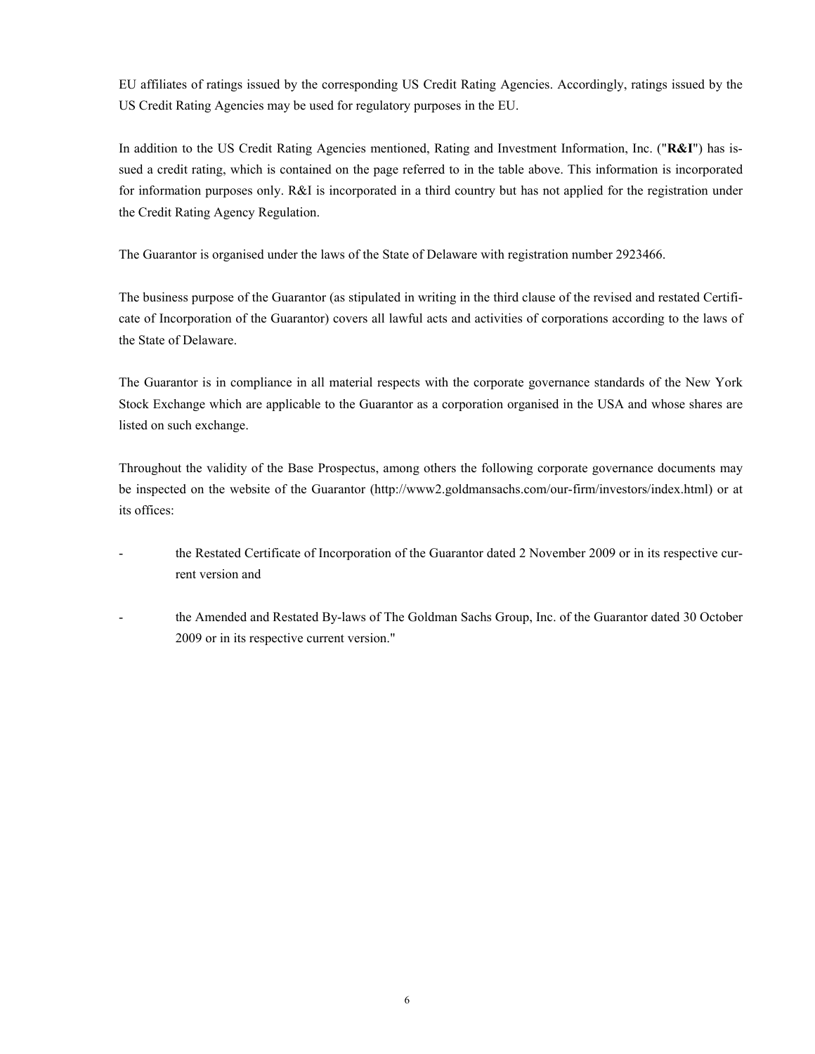EU affiliates of ratings issued by the corresponding US Credit Rating Agencies. Accordingly, ratings issued by the US Credit Rating Agencies may be used for regulatory purposes in the EU.

In addition to the US Credit Rating Agencies mentioned, Rating and Investment Information, Inc. ("**R&I**") has issued a credit rating, which is contained on the page referred to in the table above. This information is incorporated for information purposes only. R&I is incorporated in a third country but has not applied for the registration under the Credit Rating Agency Regulation.

The Guarantor is organised under the laws of the State of Delaware with registration number 2923466.

The business purpose of the Guarantor (as stipulated in writing in the third clause of the revised and restated Certificate of Incorporation of the Guarantor) covers all lawful acts and activities of corporations according to the laws of the State of Delaware.

The Guarantor is in compliance in all material respects with the corporate governance standards of the New York Stock Exchange which are applicable to the Guarantor as a corporation organised in the USA and whose shares are listed on such exchange.

Throughout the validity of the Base Prospectus, among others the following corporate governance documents may be inspected on the website of the Guarantor (http://www2.goldmansachs.com/our-firm/investors/index.html) or at its offices:

- the Restated Certificate of Incorporation of the Guarantor dated 2 November 2009 or in its respective current version and

- the Amended and Restated By-laws of The Goldman Sachs Group, Inc. of the Guarantor dated 30 October 2009 or in its respective current version."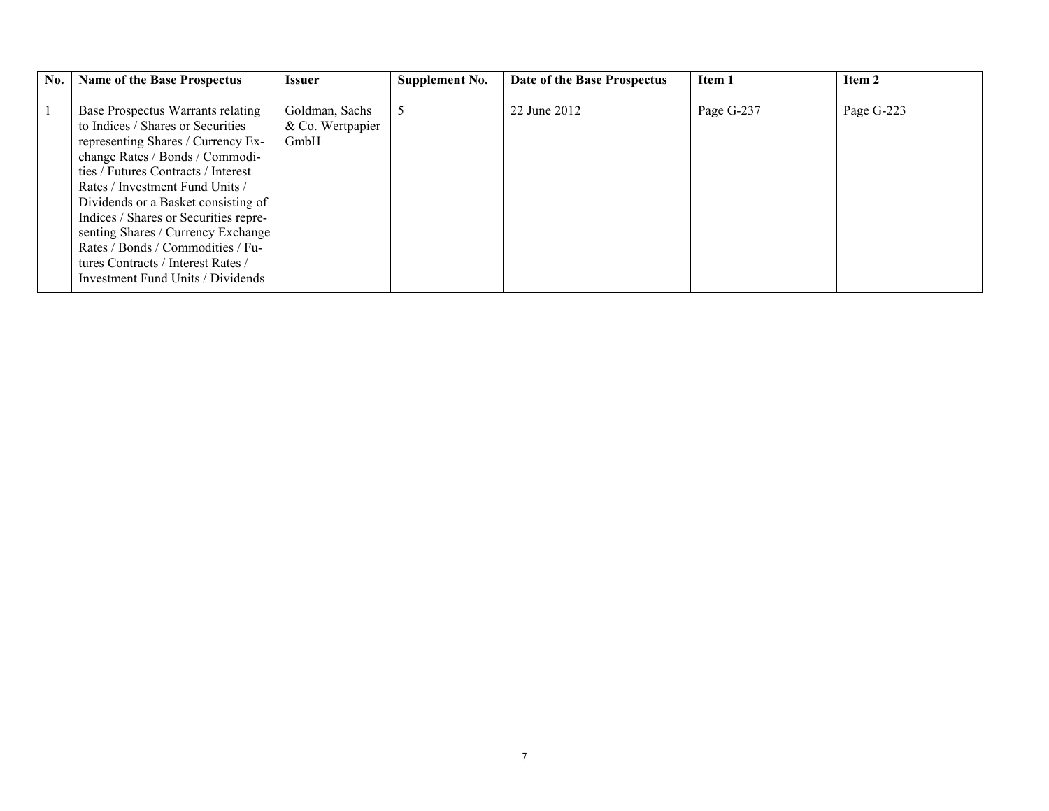| No. | Name of the Base Prospectus | Issuer | Supplement No. | Date of the Base Prospectus | Item 1 | Item 2 |
|---|---|---|---|---|---|---|
| 1 | Base Prospectus Warrants relating to Indices / Shares or Securities representing Shares / Currency Exchange Rates / Bonds / Commodities / Futures Contracts / Interest Rates / Investment Fund Units / Dividends or a Basket consisting of Indices / Shares or Securities representing Shares / Currency Exchange Rates / Bonds / Commodities / Futures Contracts / Interest Rates / Investment Fund Units / Dividends | Goldman, Sachs & Co. Wertpapier GmbH | 5 | 22 June 2012 | Page G-237 | Page G-223 |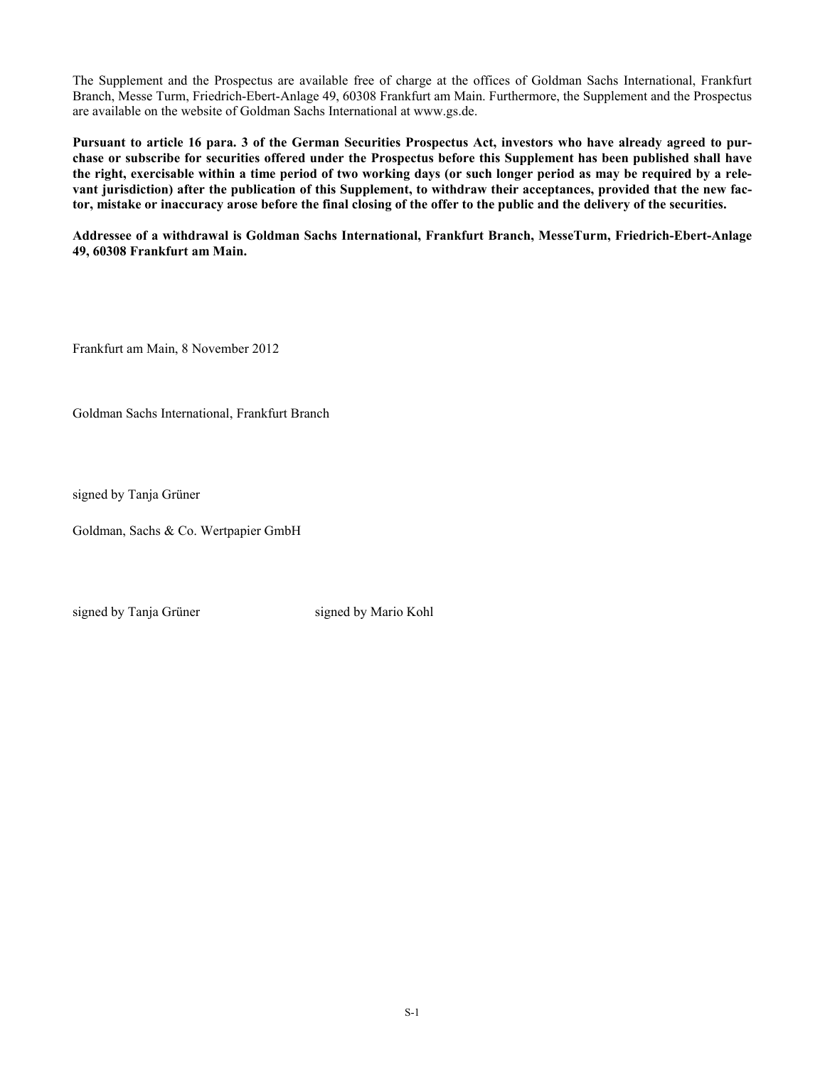The Supplement and the Prospectus are available free of charge at the offices of Goldman Sachs International, Frankfurt Branch, Messe Turm, Friedrich-Ebert-Anlage 49, 60308 Frankfurt am Main. Furthermore, the Supplement and the Prospectus are available on the website of Goldman Sachs International at www.gs.de.

**Pursuant to article 16 para. 3 of the German Securities Prospectus Act, investors who have already agreed to purchase or subscribe for securities offered under the Prospectus before this Supplement has been published shall have the right, exercisable within a time period of two working days (or such longer period as may be required by a relevant jurisdiction) after the publication of this Supplement, to withdraw their acceptances, provided that the new factor, mistake or inaccuracy arose before the final closing of the offer to the public and the delivery of the securities.**

**Addressee of a withdrawal is Goldman Sachs International, Frankfurt Branch, MesseTurm, Friedrich-Ebert-Anlage 49, 60308 Frankfurt am Main.**

Frankfurt am Main, 8 November 2012

Goldman Sachs International, Frankfurt Branch

signed by Tanja Grüner

Goldman, Sachs & Co. Wertpapier GmbH

signed by Tanja Grüner

signed by Mario Kohl